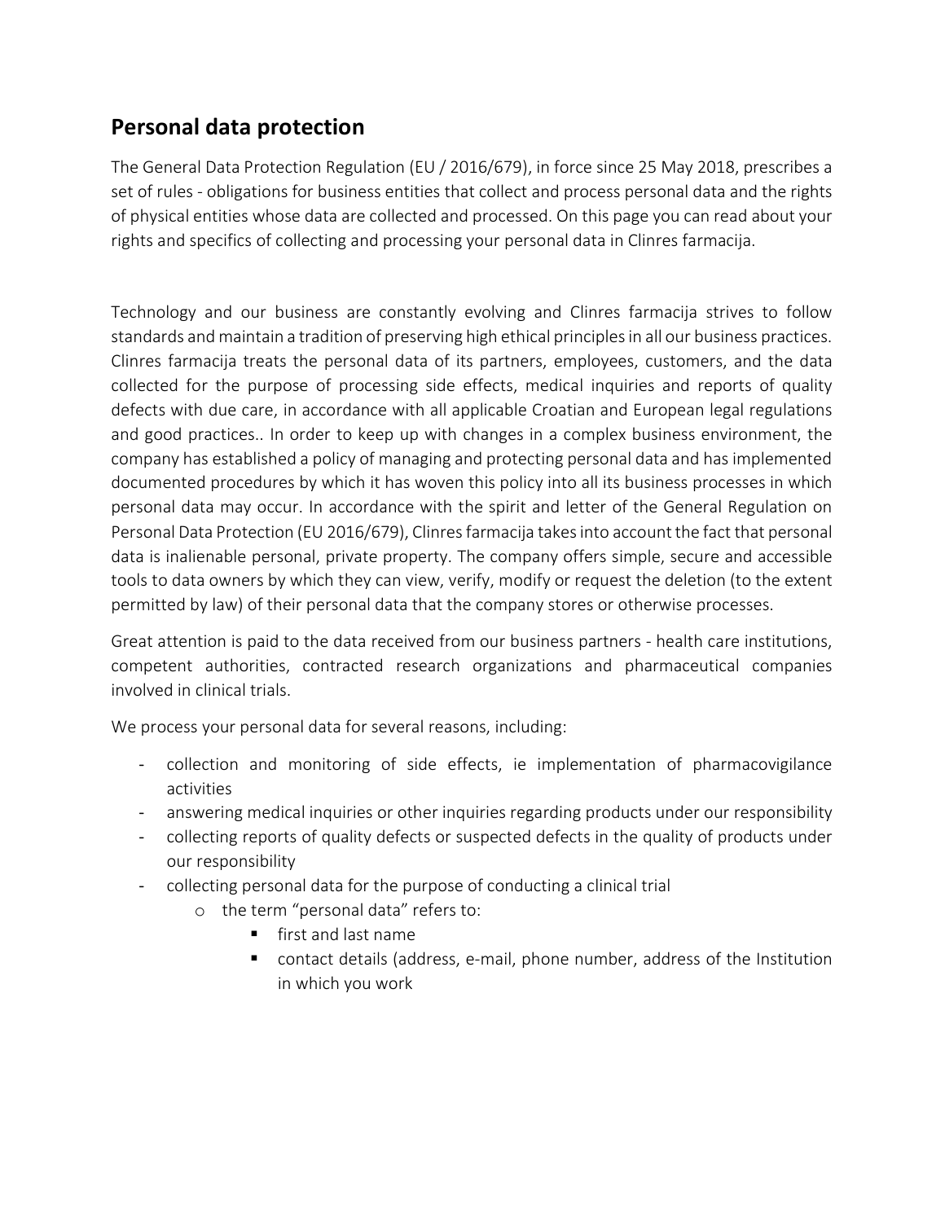## Personal data protection

The General Data Protection Regulation (EU / 2016/679), in force since 25 May 2018, prescribes a set of rules - obligations for business entities that collect and process personal data and the rights of physical entities whose data are collected and processed. On this page you can read about your rights and specifics of collecting and processing your personal data in Clinres farmacija.

Technology and our business are constantly evolving and Clinres farmacija strives to follow standards and maintain a tradition of preserving high ethical principles in all our business practices. Clinres farmacija treats the personal data of its partners, employees, customers, and the data collected for the purpose of processing side effects, medical inquiries and reports of quality defects with due care, in accordance with all applicable Croatian and European legal regulations and good practices.. In order to keep up with changes in a complex business environment, the company has established a policy of managing and protecting personal data and has implemented documented procedures by which it has woven this policy into all its business processes in which personal data may occur. In accordance with the spirit and letter of the General Regulation on Personal Data Protection (EU 2016/679), Clinres farmacija takes into account the fact that personal data is inalienable personal, private property. The company offers simple, secure and accessible tools to data owners by which they can view, verify, modify or request the deletion (to the extent permitted by law) of their personal data that the company stores or otherwise processes.

Great attention is paid to the data received from our business partners - health care institutions, competent authorities, contracted research organizations and pharmaceutical companies involved in clinical trials.

We process your personal data for several reasons, including:

- collection and monitoring of side effects, ie implementation of pharmacovigilance activities
- answering medical inquiries or other inquiries regarding products under our responsibility
- collecting reports of quality defects or suspected defects in the quality of products under our responsibility
- collecting personal data for the purpose of conducting a clinical trial
  - the term "personal data" refers to:
    - first and last name
    - contact details (address, e-mail, phone number, address of the Institution in which you work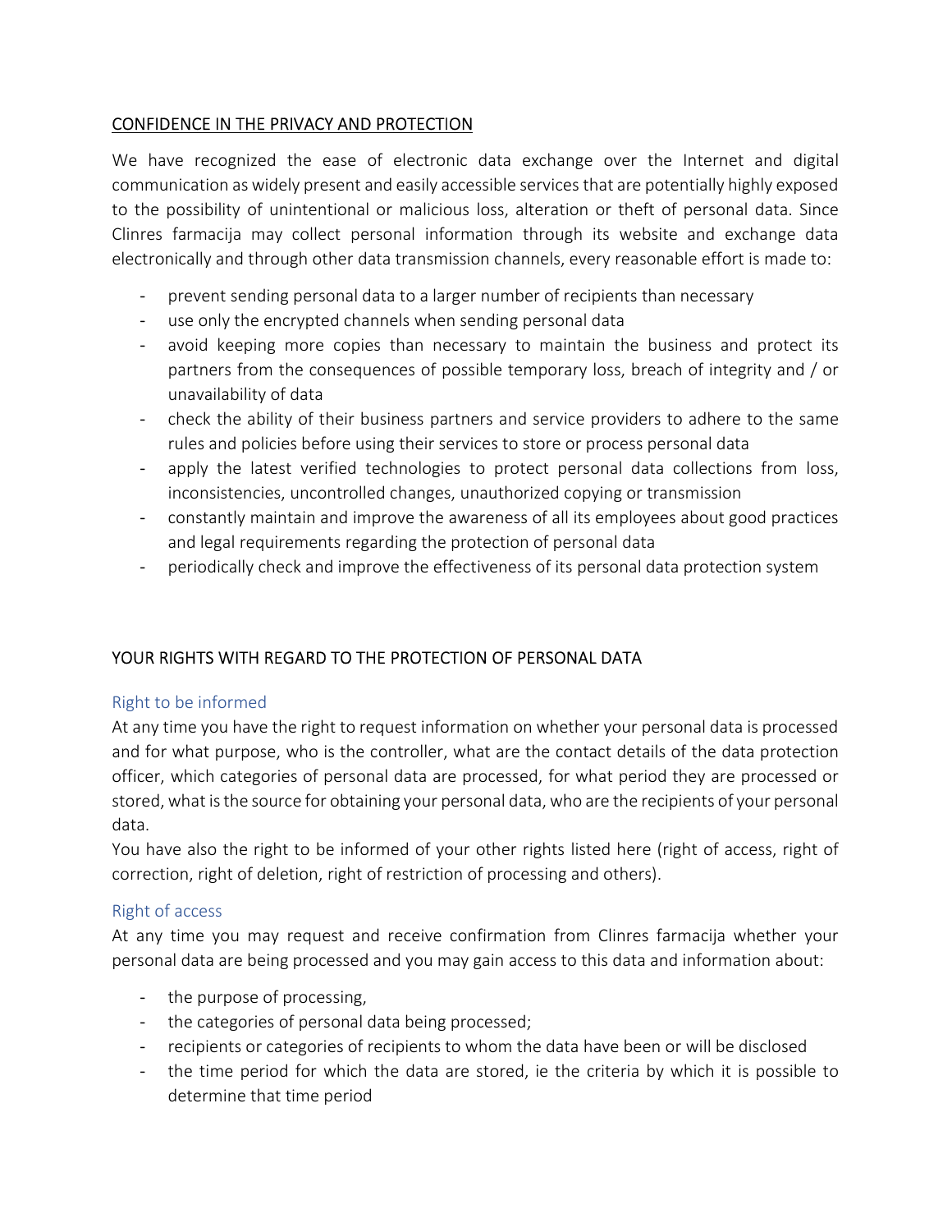## CONFIDENCE IN THE PRIVACY AND PROTECTION

We have recognized the ease of electronic data exchange over the Internet and digital communication as widely present and easily accessible services that are potentially highly exposed to the possibility of unintentional or malicious loss, alteration or theft of personal data. Since Clinres farmacija may collect personal information through its website and exchange data electronically and through other data transmission channels, every reasonable effort is made to:

- prevent sending personal data to a larger number of recipients than necessary
- use only the encrypted channels when sending personal data
- avoid keeping more copies than necessary to maintain the business and protect its partners from the consequences of possible temporary loss, breach of integrity and / or unavailability of data
- check the ability of their business partners and service providers to adhere to the same rules and policies before using their services to store or process personal data
- apply the latest verified technologies to protect personal data collections from loss, inconsistencies, uncontrolled changes, unauthorized copying or transmission
- constantly maintain and improve the awareness of all its employees about good practices and legal requirements regarding the protection of personal data
- periodically check and improve the effectiveness of its personal data protection system

## YOUR RIGHTS WITH REGARD TO THE PROTECTION OF PERSONAL DATA

### Right to be informed

At any time you have the right to request information on whether your personal data is processed and for what purpose, who is the controller, what are the contact details of the data protection officer, which categories of personal data are processed, for what period they are processed or stored, what is the source for obtaining your personal data, who are the recipients of your personal data.

You have also the right to be informed of your other rights listed here (right of access, right of correction, right of deletion, right of restriction of processing and others).

### Right of access

At any time you may request and receive confirmation from Clinres farmacija whether your personal data are being processed and you may gain access to this data and information about:

- the purpose of processing,
- the categories of personal data being processed;
- recipients or categories of recipients to whom the data have been or will be disclosed
- the time period for which the data are stored, ie the criteria by which it is possible to determine that time period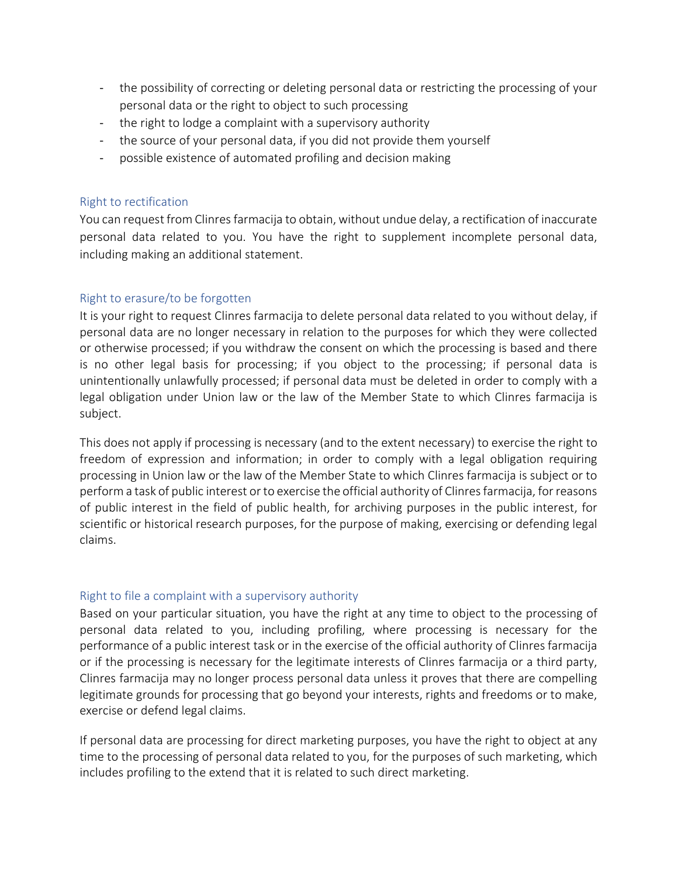- the possibility of correcting or deleting personal data or restricting the processing of your personal data or the right to object to such processing
- the right to lodge a complaint with a supervisory authority
- the source of your personal data, if you did not provide them yourself
- possible existence of automated profiling and decision making

### Right to rectification

You can request from Clinres farmacija to obtain, without undue delay, a rectification of inaccurate personal data related to you. You have the right to supplement incomplete personal data, including making an additional statement.

### Right to erasure/to be forgotten

It is your right to request Clinres farmacija to delete personal data related to you without delay, if personal data are no longer necessary in relation to the purposes for which they were collected or otherwise processed; if you withdraw the consent on which the processing is based and there is no other legal basis for processing; if you object to the processing; if personal data is unintentionally unlawfully processed; if personal data must be deleted in order to comply with a legal obligation under Union law or the law of the Member State to which Clinres farmacija is subject.

This does not apply if processing is necessary (and to the extent necessary) to exercise the right to freedom of expression and information; in order to comply with a legal obligation requiring processing in Union law or the law of the Member State to which Clinres farmacija is subject or to perform a task of public interest or to exercise the official authority of Clinres farmacija, for reasons of public interest in the field of public health, for archiving purposes in the public interest, for scientific or historical research purposes, for the purpose of making, exercising or defending legal claims.

### Right to file a complaint with a supervisory authority

Based on your particular situation, you have the right at any time to object to the processing of personal data related to you, including profiling, where processing is necessary for the performance of a public interest task or in the exercise of the official authority of Clinres farmacija or if the processing is necessary for the legitimate interests of Clinres farmacija or a third party, Clinres farmacija may no longer process personal data unless it proves that there are compelling legitimate grounds for processing that go beyond your interests, rights and freedoms or to make, exercise or defend legal claims.

If personal data are processing for direct marketing purposes, you have the right to object at any time to the processing of personal data related to you, for the purposes of such marketing, which includes profiling to the extend that it is related to such direct marketing.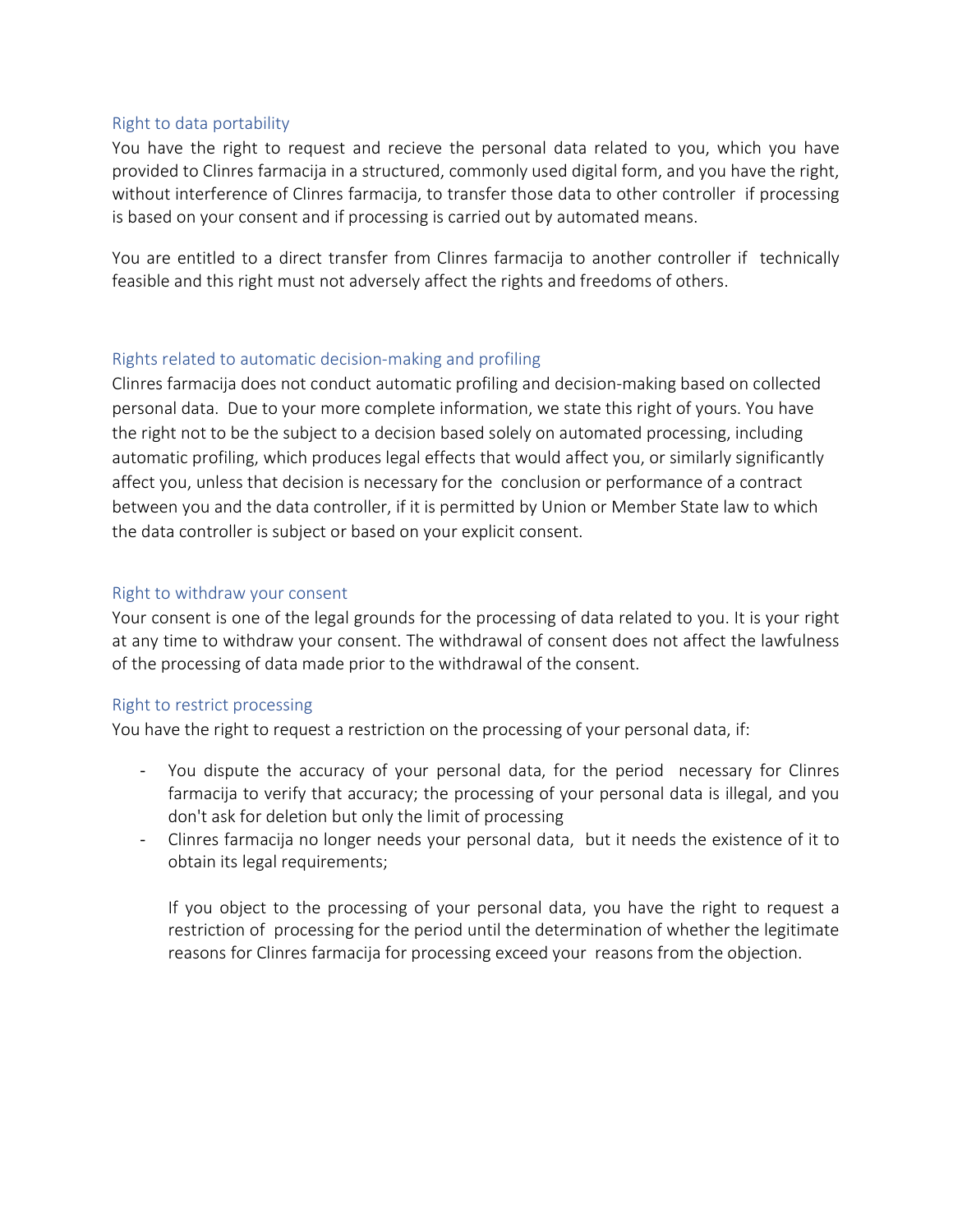## Right to data portability

You have the right to request and recieve the personal data related to you, which you have provided to Clinres farmacija in a structured, commonly used digital form, and you have the right, without interference of Clinres farmacija, to transfer those data to other controller if processing is based on your consent and if processing is carried out by automated means.

You are entitled to a direct transfer from Clinres farmacija to another controller if technically feasible and this right must not adversely affect the rights and freedoms of others.

## Rights related to automatic decision-making and profiling

Clinres farmacija does not conduct automatic profiling and decision-making based on collected personal data. Due to your more complete information, we state this right of yours. You have the right not to be the subject to a decision based solely on automated processing, including automatic profiling, which produces legal effects that would affect you, or similarly significantly affect you, unless that decision is necessary for the conclusion or performance of a contract between you and the data controller, if it is permitted by Union or Member State law to which the data controller is subject or based on your explicit consent.

## Right to withdraw your consent

Your consent is one of the legal grounds for the processing of data related to you. It is your right at any time to withdraw your consent. The withdrawal of consent does not affect the lawfulness of the processing of data made prior to the withdrawal of the consent.

## Right to restrict processing

You have the right to request a restriction on the processing of your personal data, if:

- You dispute the accuracy of your personal data, for the period necessary for Clinres farmacija to verify that accuracy; the processing of your personal data is illegal, and you don't ask for deletion but only the limit of processing
- Clinres farmacija no longer needs your personal data, but it needs the existence of it to obtain its legal requirements;

  If you object to the processing of your personal data, you have the right to request a restriction of processing for the period until the determination of whether the legitimate reasons for Clinres farmacija for processing exceed your reasons from the objection.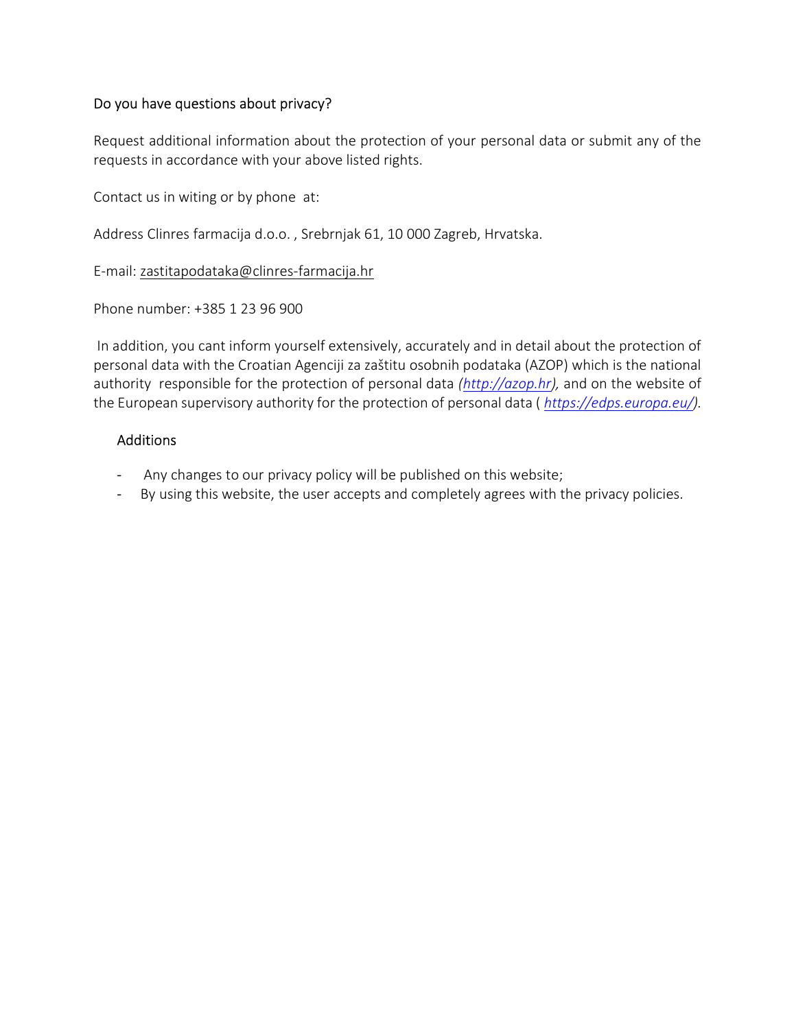## Do you have questions about privacy?

Request additional information about the protection of your personal data or submit any of the requests in accordance with your above listed rights.

Contact us in witing or by phone at:

Address Clinres farmacija d.o.o. , Srebrnjak 61, 10 000 Zagreb, Hrvatska.

E-mail: zastitapodataka@clinres-farmacija.hr

Phone number: +385 1 23 96 900

In addition, you cant inform yourself extensively, accurately and in detail about the protection of personal data with the Croatian Agenciji za zaštitu osobnih podataka (AZOP) which is the national authority responsible for the protection of personal data *(http://azop.hr),* and on the website of the European supervisory authority for the protection of personal data ( *https://edps.europa.eu/).*

## Additions

- Any changes to our privacy policy will be published on this website;
- By using this website, the user accepts and completely agrees with the privacy policies.